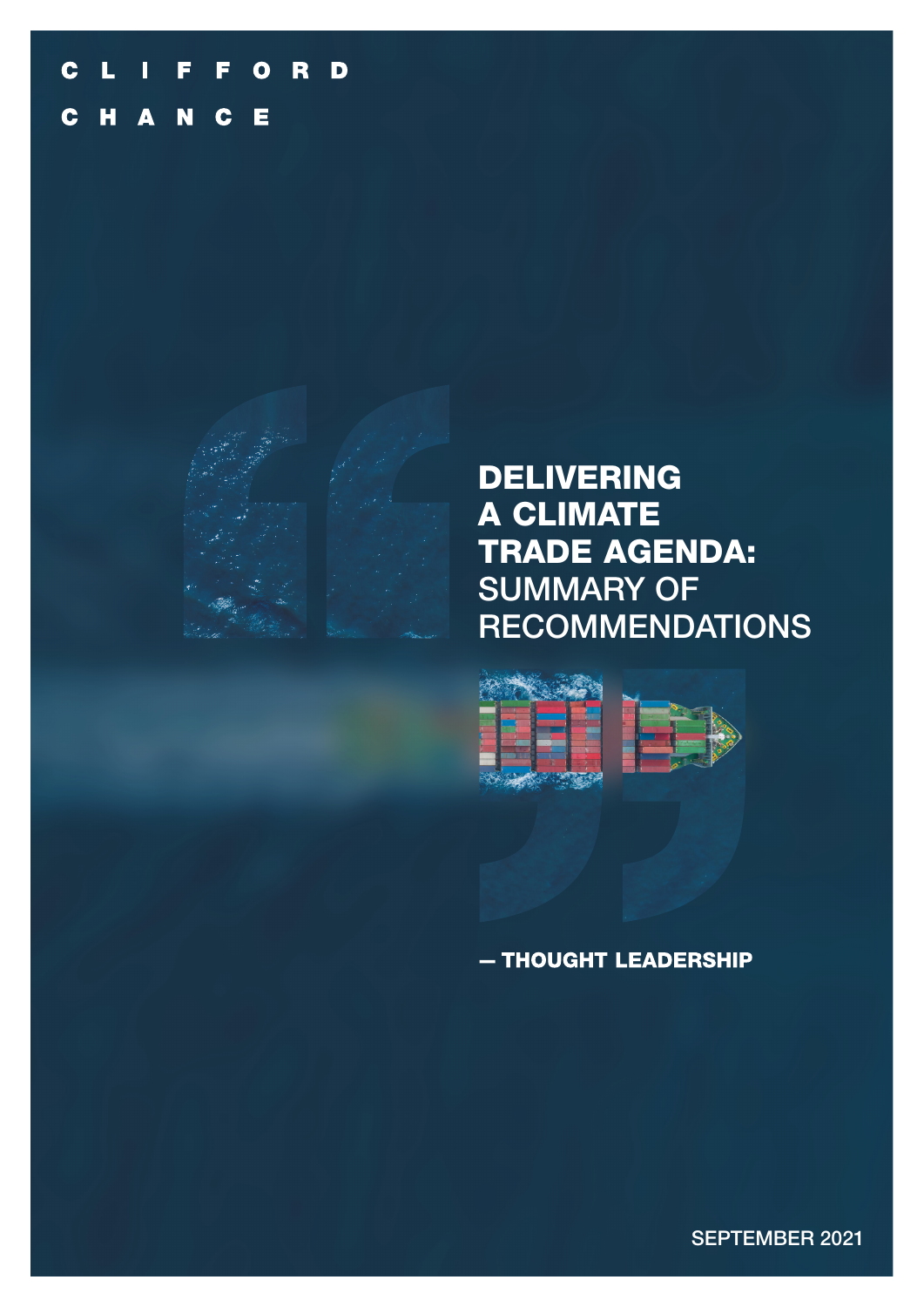CLIFFORD

CHANCE

# DELIVERING A CLIMATE TRADE AGENDA: SUMMARY OF RECOMMENDATIONS

— THOUGHT LEADERSHIP

SEPTEMBER 2021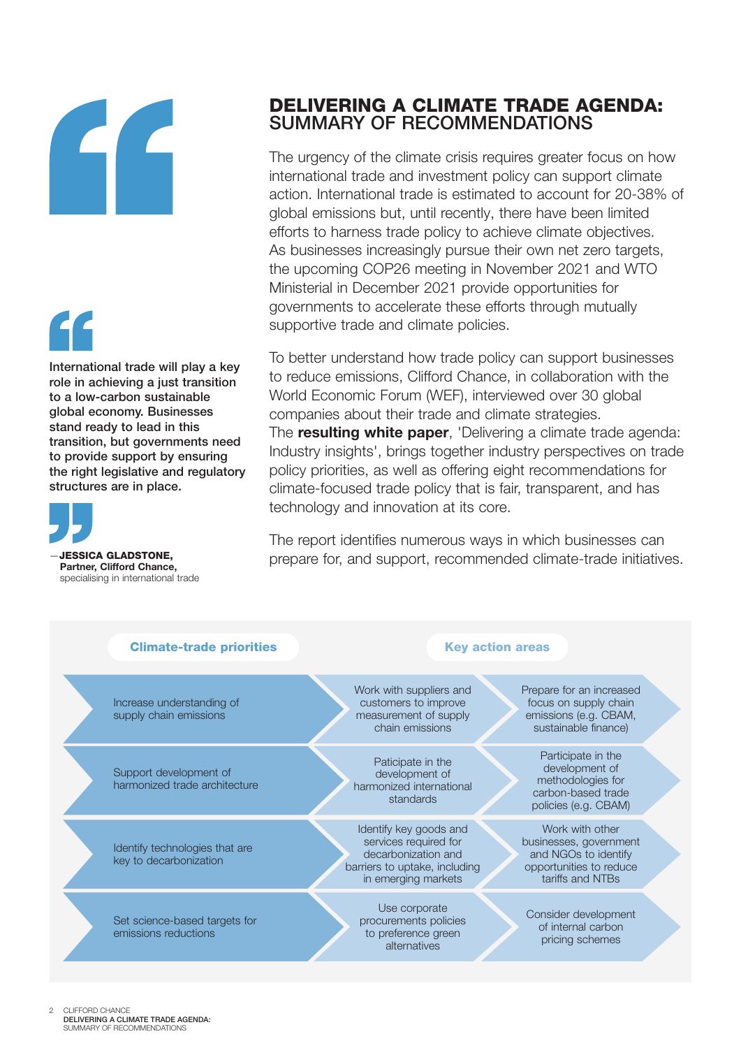## DELIVERING A CLIMATE TRADE AGENDA: SUMMARY OF RECOMMENDATIONS

> International trade will play a key role in achieving a just transition to a low-carbon sustainable global economy. Businesses stand ready to lead in this transition, but governments need to provide support by ensuring the right legislative and regulatory structures are in place.
>
> — **JESSICA GLADSTONE, Partner, Clifford Chance,** specialising in international trade

The urgency of the climate crisis requires greater focus on how international trade and investment policy can support climate action. International trade is estimated to account for 20-38% of global emissions but, until recently, there have been limited efforts to harness trade policy to achieve climate objectives. As businesses increasingly pursue their own net zero targets, the upcoming COP26 meeting in November 2021 and WTO Ministerial in December 2021 provide opportunities for governments to accelerate these efforts through mutually supportive trade and climate policies.

To better understand how trade policy can support businesses to reduce emissions, Clifford Chance, in collaboration with the World Economic Forum (WEF), interviewed over 30 global companies about their trade and climate strategies. The **resulting white paper**, 'Delivering a climate trade agenda: Industry insights', brings together industry perspectives on trade policy priorities, as well as offering eight recommendations for climate-focused trade policy that is fair, transparent, and has technology and innovation at its core.

The report identifies numerous ways in which businesses can prepare for, and support, recommended climate-trade initiatives.

| Climate-trade priorities | Key action areas | |
|---|---|---|
| Increase understanding of supply chain emissions | Work with suppliers and customers to improve measurement of supply chain emissions | Prepare for an increased focus on supply chain emissions (e.g. CBAM, sustainable finance) |
| Support development of harmonized trade architecture | Paticipate in the development of harmonized international standards | Participate in the development of methodologies for carbon-based trade policies (e.g. CBAM) |
| Identify technologies that are key to decarbonization | Identify key goods and services required for decarbonization and barriers to uptake, including in emerging markets | Work with other businesses, government and NGOs to identify opportunities to reduce tariffs and NTBs |
| Set science-based targets for emissions reductions | Use corporate procurements policies to preference green alternatives | Consider development of internal carbon pricing schemes |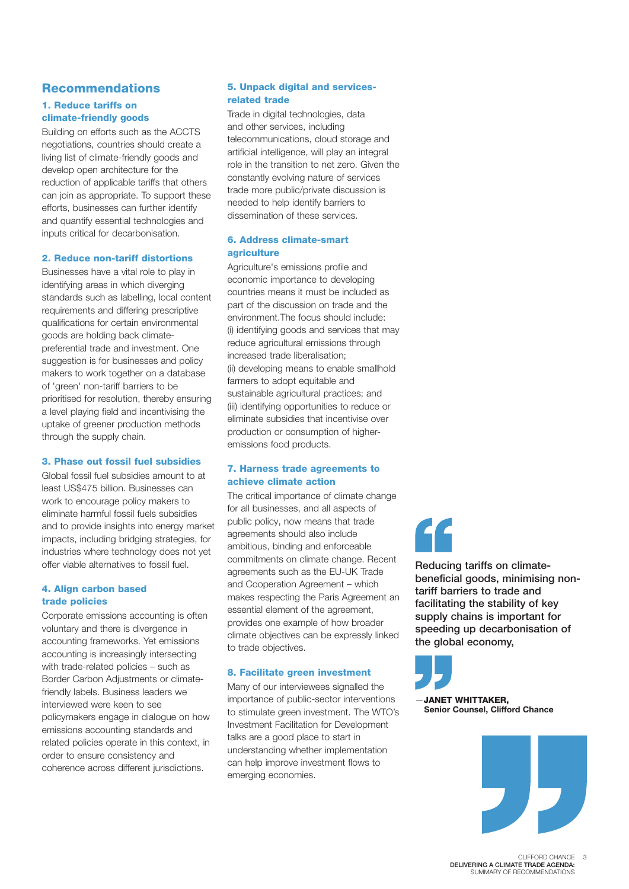## Recommendations

### 1. Reduce tariffs on climate-friendly goods

Building on efforts such as the ACCTS negotiations, countries should create a living list of climate-friendly goods and develop open architecture for the reduction of applicable tariffs that others can join as appropriate. To support these efforts, businesses can further identify and quantify essential technologies and inputs critical for decarbonisation.

### 2. Reduce non-tariff distortions

Businesses have a vital role to play in identifying areas in which diverging standards such as labelling, local content requirements and differing prescriptive qualifications for certain environmental goods are holding back climate-preferential trade and investment. One suggestion is for businesses and policy makers to work together on a database of 'green' non-tariff barriers to be prioritised for resolution, thereby ensuring a level playing field and incentivising the uptake of greener production methods through the supply chain.

### 3. Phase out fossil fuel subsidies

Global fossil fuel subsidies amount to at least US$475 billion. Businesses can work to encourage policy makers to eliminate harmful fossil fuels subsidies and to provide insights into energy market impacts, including bridging strategies, for industries where technology does not yet offer viable alternatives to fossil fuel.

### 4. Align carbon based trade policies

Corporate emissions accounting is often voluntary and there is divergence in accounting frameworks. Yet emissions accounting is increasingly intersecting with trade-related policies – such as Border Carbon Adjustments or climate-friendly labels. Business leaders we interviewed were keen to see policymakers engage in dialogue on how emissions accounting standards and related policies operate in this context, in order to ensure consistency and coherence across different jurisdictions.

### 5. Unpack digital and services-related trade

Trade in digital technologies, data and other services, including telecommunications, cloud storage and artificial intelligence, will play an integral role in the transition to net zero. Given the constantly evolving nature of services trade more public/private discussion is needed to help identify barriers to dissemination of these services.

### 6. Address climate-smart agriculture

Agriculture's emissions profile and economic importance to developing countries means it must be included as part of the discussion on trade and the environment.The focus should include:
(i) identifying goods and services that may reduce agricultural emissions through increased trade liberalisation;
(ii) developing means to enable smallhold farmers to adopt equitable and sustainable agricultural practices; and
(iii) identifying opportunities to reduce or eliminate subsidies that incentivise over production or consumption of higher-emissions food products.

### 7. Harness trade agreements to achieve climate action

The critical importance of climate change for all businesses, and all aspects of public policy, now means that trade agreements should also include ambitious, binding and enforceable commitments on climate change. Recent agreements such as the EU-UK Trade and Cooperation Agreement – which makes respecting the Paris Agreement an essential element of the agreement, provides one example of how broader climate objectives can be expressly linked to trade objectives.

### 8. Facilitate green investment

Many of our interviewees signalled the importance of public-sector interventions to stimulate green investment. The WTO's Investment Facilitation for Development talks are a good place to start in understanding whether implementation can help improve investment flows to emerging economies.

> **Reducing tariffs on climate-beneficial goods, minimising non-tariff barriers to trade and facilitating the stability of key supply chains is important for speeding up decarbonisation of the global economy,**
>
> —**JANET WHITTAKER, Senior Counsel, Clifford Chance**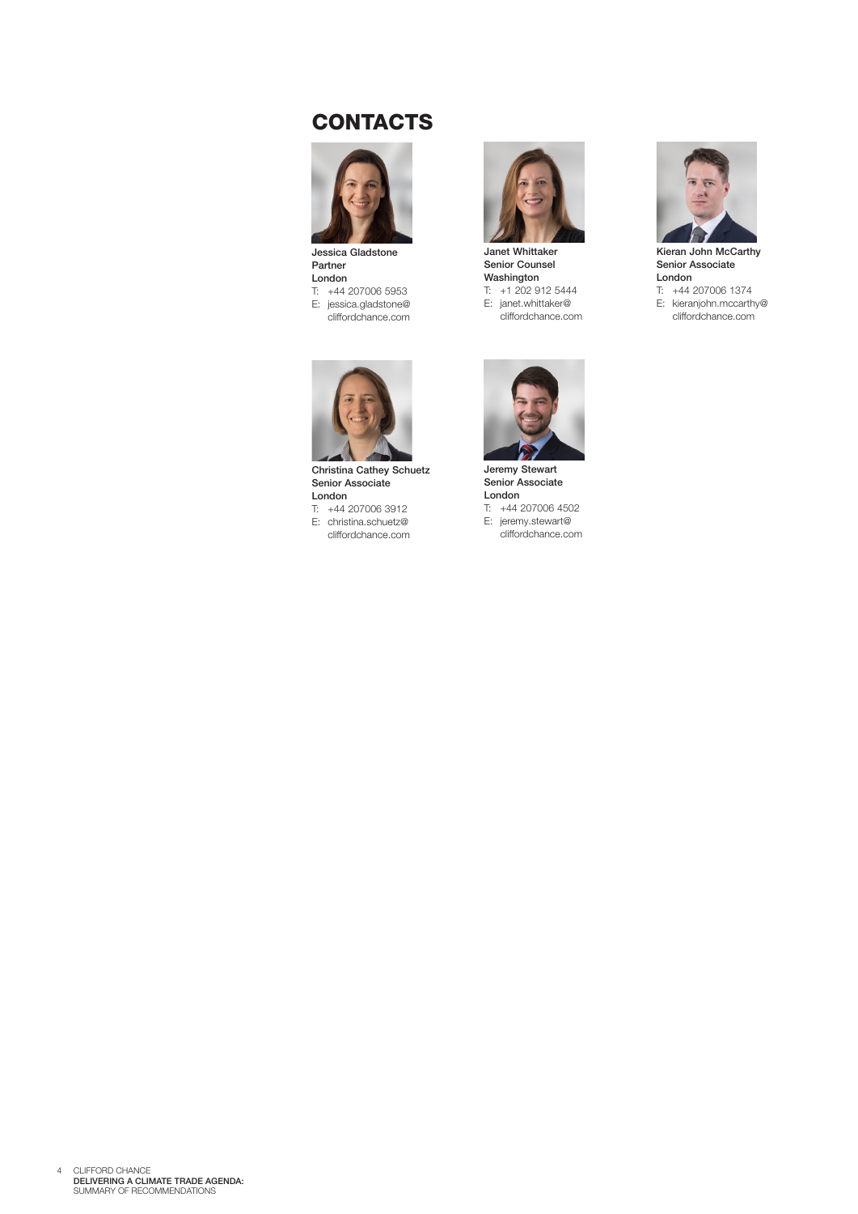## CONTACTS

Jessica Gladstone
Partner
London
T: +44 207006 5953
E: jessica.gladstone@cliffordchance.com

Janet Whittaker
Senior Counsel
Washington
T: +1 202 912 5444
E: janet.whittaker@cliffordchance.com

Kieran John McCarthy
Senior Associate
London
T: +44 207006 1374
E: kieranjohn.mccarthy@cliffordchance.com

Christina Cathey Schuetz
Senior Associate
London
T: +44 207006 3912
E: christina.schuetz@cliffordchance.com

Jeremy Stewart
Senior Associate
London
T: +44 207006 4502
E: jeremy.stewart@cliffordchance.com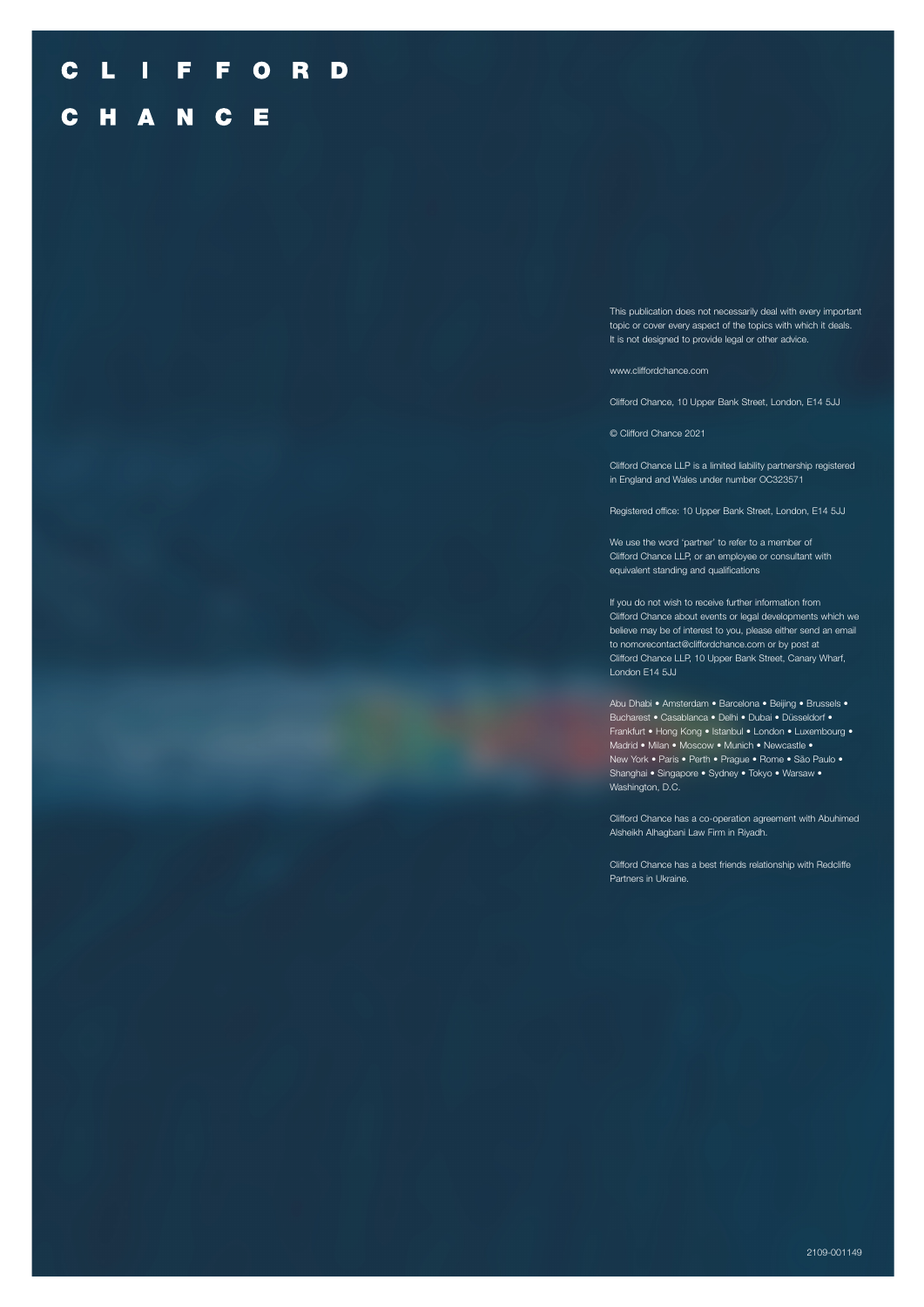# CLIFFORD CHANCE

This publication does not necessarily deal with every important topic or cover every aspect of the topics with which it deals. It is not designed to provide legal or other advice.

www.cliffordchance.com

Clifford Chance, 10 Upper Bank Street, London, E14 5JJ

© Clifford Chance 2021

Clifford Chance LLP is a limited liability partnership registered in England and Wales under number OC323571

Registered office: 10 Upper Bank Street, London, E14 5JJ

We use the word 'partner' to refer to a member of Clifford Chance LLP, or an employee or consultant with equivalent standing and qualifications

If you do not wish to receive further information from Clifford Chance about events or legal developments which we believe may be of interest to you, please either send an email to nomorecontact@cliffordchance.com or by post at Clifford Chance LLP, 10 Upper Bank Street, Canary Wharf, London E14 5JJ

Abu Dhabi • Amsterdam • Barcelona • Beijing • Brussels • Bucharest • Casablanca • Delhi • Dubai • Düsseldorf • Frankfurt • Hong Kong • Istanbul • London • Luxembourg • Madrid • Milan • Moscow • Munich • Newcastle • New York • Paris • Perth • Prague • Rome • São Paulo • Shanghai • Singapore • Sydney • Tokyo • Warsaw • Washington, D.C.

Clifford Chance has a co-operation agreement with Abuhimed Alsheikh Alhagbani Law Firm in Riyadh.

Clifford Chance has a best friends relationship with Redcliffe Partners in Ukraine.

2109-001149